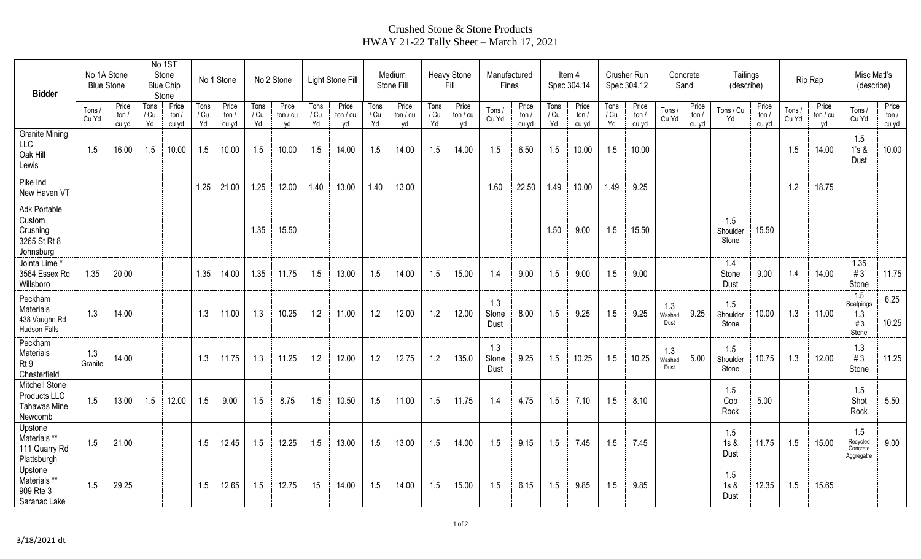# Crushed Stone & Stone Products
## HWAY 21-22 Tally Sheet – March 17, 2021

| Bidder | No 1A Stone Blue Stone | | No 1ST Stone Blue Chip Stone | | No 1 Stone | | No 2 Stone | | Light Stone Fill | | Medium Stone Fill | | Heavy Stone Fill | | Manufactured Fines | | Item 4 Spec 304.14 | | Crusher Run Spec 304.12 | | Concrete Sand | | Tailings (describe) | | Rip Rap | | Misc Matl's (describe) | |
|---|---|---|---|---|---|---|---|---|---|---|---|---|---|---|---|---|---|---|---|---|---|---|---|---|---|---|---|---|
| | Tons / Cu Yd | Price ton / cu yd | Tons / Cu Yd | Price ton / cu yd | Tons / Cu Yd | Price ton / cu yd | Tons / Cu Yd | Price ton / cu yd | Tons / Cu Yd | Price ton / cu yd | Tons / Cu Yd | Price ton / cu yd | Tons / Cu Yd | Price ton / cu yd | Tons / Cu Yd | Price ton / cu yd | Tons / Cu Yd | Price ton / cu yd | Tons / Cu Yd | Price ton / cu yd | Tons / Cu Yd | Price ton / cu yd | Tons / Cu Yd | Price ton / cu yd | Tons / Cu Yd | Price ton / cu yd | Tons / Cu Yd | Price ton / cu yd |
| Granite Mining LLC Oak Hill Lewis | 1.5 | 16.00 | 1.5 | 10.00 | 1.5 | 10.00 | 1.5 | 10.00 | 1.5 | 14.00 | 1.5 | 14.00 | 1.5 | 14.00 | 1.5 | 6.50 | 1.5 | 10.00 | 1.5 | 10.00 | | | | | 1.5 | 14.00 | 1.5 1's & Dust | 10.00 |
| Pike Ind New Haven VT | | | | | 1.25 | 21.00 | 1.25 | 12.00 | 1.40 | 13.00 | 1.40 | 13.00 | | | 1.60 | 22.50 | 1.49 | 10.00 | 1.49 | 9.25 | | | | | 1.2 | 18.75 | | |
| Adk Portable Custom Crushing 3265 St Rt 8 Johnsburg | | | | | | | 1.35 | 15.50 | | | | | | | | | 1.50 | 9.00 | 1.5 | 15.50 | | | 1.5 Shoulder Stone | 15.50 | | | | |
| Jointa Lime * 3564 Essex Rd Willsboro | 1.35 | 20.00 | | | 1.35 | 14.00 | 1.35 | 11.75 | 1.5 | 13.00 | 1.5 | 14.00 | 1.5 | 15.00 | 1.4 | 9.00 | 1.5 | 9.00 | 1.5 | 9.00 | | | 1.4 Stone Dust | 9.00 | 1.4 | 14.00 | 1.35 # 3 Stone | 11.75 |
| Peckham Materials 438 Vaughn Rd Hudson Falls | 1.3 | 14.00 | | | 1.3 | 11.00 | 1.3 | 10.25 | 1.2 | 11.00 | 1.2 | 12.00 | 1.2 | 12.00 | 1.3 Stone Dust | 8.00 | 1.5 | 9.25 | 1.5 | 9.25 | 1.3 Washed Dust | 9.25 | 1.5 Shoulder Stone | 10.00 | 1.3 | 11.00 | 1.5 Scalpings / 1.3 # 3 Stone | 6.25 / 10.25 |
| Peckham Materials Rt 9 Chesterfield | 1.3 Granite | 14.00 | | | 1.3 | 11.75 | 1.3 | 11.25 | 1.2 | 12.00 | 1.2 | 12.75 | 1.2 | 135.0 | 1.3 Stone Dust | 9.25 | 1.5 | 10.25 | 1.5 | 10.25 | 1.3 Washed Dust | 5.00 | 1.5 Shoulder Stone | 10.75 | 1.3 | 12.00 | 1.3 # 3 Stone | 11.25 |
| Mitchell Stone Products LLC Tahawas Mine Newcomb | 1.5 | 13.00 | 1.5 | 12.00 | 1.5 | 9.00 | 1.5 | 8.75 | 1.5 | 10.50 | 1.5 | 11.00 | 1.5 | 11.75 | 1.4 | 4.75 | 1.5 | 7.10 | 1.5 | 8.10 | | | 1.5 Cob Rock | 5.00 | | | 1.5 Shot Rock | 5.50 |
| Upstone Materials ** 111 Quarry Rd Plattsburgh | 1.5 | 21.00 | | | 1.5 | 12.45 | 1.5 | 12.25 | 1.5 | 13.00 | 1.5 | 13.00 | 1.5 | 14.00 | 1.5 | 9.15 | 1.5 | 7.45 | 1.5 | 7.45 | | | 1.5 1s & Dust | 11.75 | 1.5 | 15.00 | 1.5 Recycled Concrete Aggregatre | 9.00 |
| Upstone Materials ** 909 Rte 3 Saranac Lake | 1.5 | 29.25 | | | 1.5 | 12.65 | 1.5 | 12.75 | 15 | 14.00 | 1.5 | 14.00 | 1.5 | 15.00 | 1.5 | 6.15 | 1.5 | 9.85 | 1.5 | 9.85 | | | 1.5 1s & Dust | 12.35 | 1.5 | 15.65 | | |

3/18/2021 dt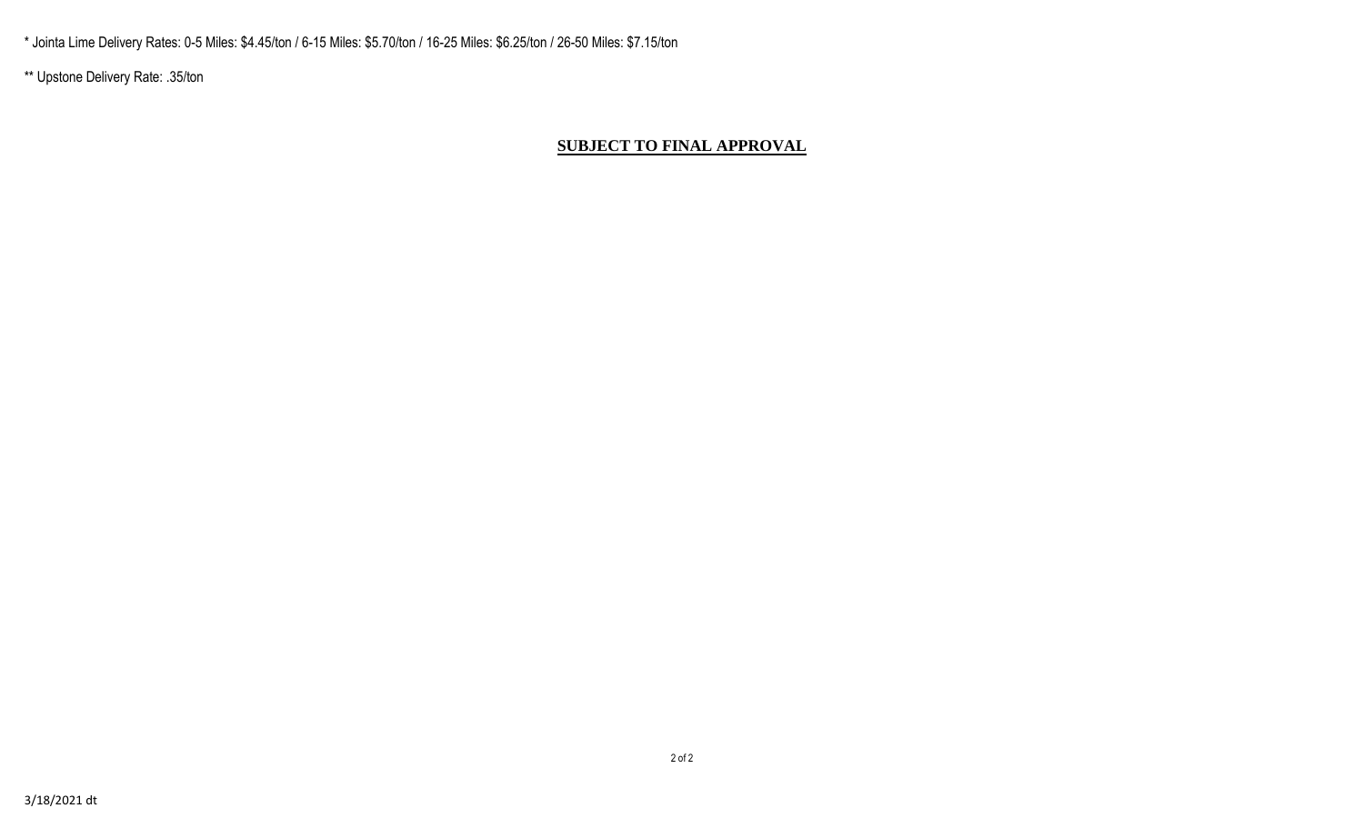* Jointa Lime Delivery Rates: 0-5 Miles: $4.45/ton / 6-15 Miles: $5.70/ton / 16-25 Miles: $6.25/ton / 26-50 Miles: $7.15/ton

** Upstone Delivery Rate: .35/ton

**SUBJECT TO FINAL APPROVAL**

3/18/2021 dt